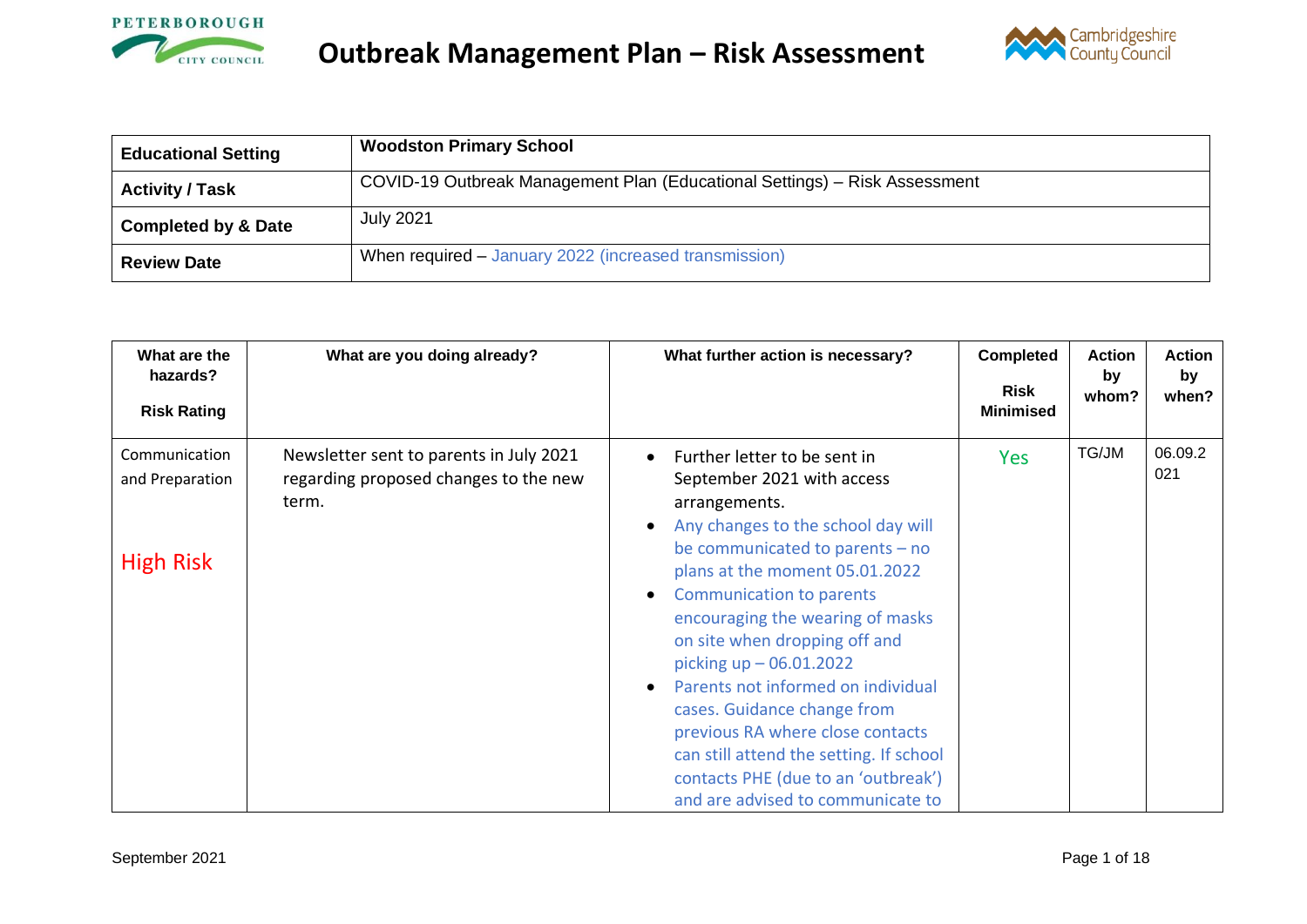# Outbreak Management Plan – Risk Assessment

| | |
|---|---|
| **Educational Setting** | **Woodston Primary School** |
| **Activity / Task** | COVID-19 Outbreak Management Plan (Educational Settings) – Risk Assessment |
| **Completed by & Date** | July 2021 |
| **Review Date** | When required – January 2022 (increased transmission) |

| What are the hazards? Risk Rating | What are you doing already? | What further action is necessary? | Completed Risk Minimised | Action by whom? | Action by when? |
|---|---|---|---|---|---|
| Communication and Preparation<br><br>High Risk | Newsletter sent to parents in July 2021 regarding proposed changes to the new term. | • Further letter to be sent in September 2021 with access arrangements.<br>• Any changes to the school day will be communicated to parents – no plans at the moment 05.01.2022<br>• Communication to parents encouraging the wearing of masks on site when dropping off and picking up – 06.01.2022<br>• Parents not informed on individual cases. Guidance change from previous RA where close contacts can still attend the setting. If school contacts PHE (due to an 'outbreak') and are advised to communicate to | Yes | TG/JM | 06.09.2021 |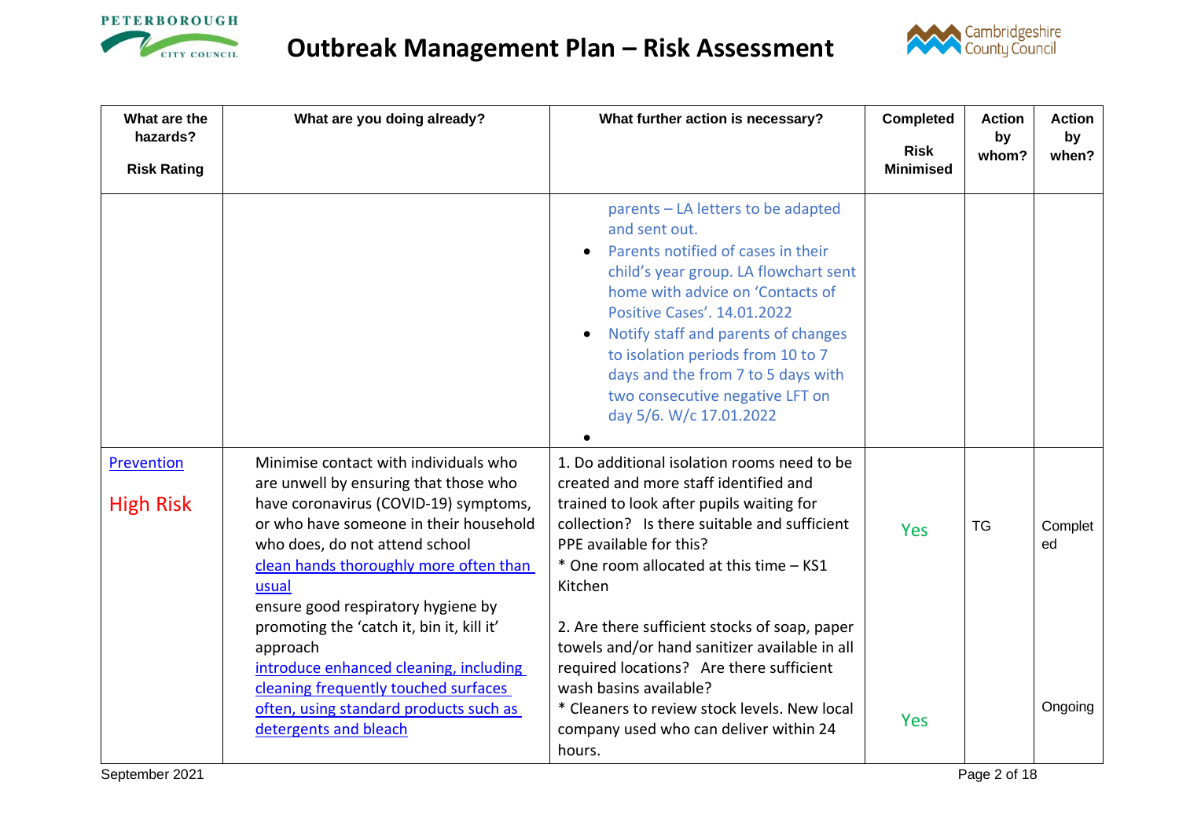# Outbreak Management Plan – Risk Assessment

| What are the hazards?<br><br>Risk Rating | What are you doing already? | What further action is necessary? | Completed<br><br>Risk Minimised | Action by whom? | Action by when? |
|---|---|---|---|---|---|
| | | parents – LA letters to be adapted and sent out.<br>• Parents notified of cases in their child's year group. LA flowchart sent home with advice on 'Contacts of Positive Cases'. 14.01.2022<br>• Notify staff and parents of changes to isolation periods from 10 to 7 days and the from 7 to 5 days with two consecutive negative LFT on day 5/6. W/c 17.01.2022<br>• | | | |
| Prevention<br><br>High Risk | Minimise contact with individuals who are unwell by ensuring that those who have coronavirus (COVID-19) symptoms, or who have someone in their household who does, do not attend school<br>clean hands thoroughly more often than usual<br>ensure good respiratory hygiene by promoting the 'catch it, bin it, kill it' approach<br>introduce enhanced cleaning, including cleaning frequently touched surfaces often, using standard products such as detergents and bleach | 1. Do additional isolation rooms need to be created and more staff identified and trained to look after pupils waiting for collection? Is there suitable and sufficient PPE available for this?<br>* One room allocated at this time – KS1 Kitchen<br><br>2. Are there sufficient stocks of soap, paper towels and/or hand sanitizer available in all required locations? Are there sufficient wash basins available?<br>* Cleaners to review stock levels. New local company used who can deliver within 24 hours. | Yes<br><br>Yes | TG | Completed<br><br>Ongoing |

September 2021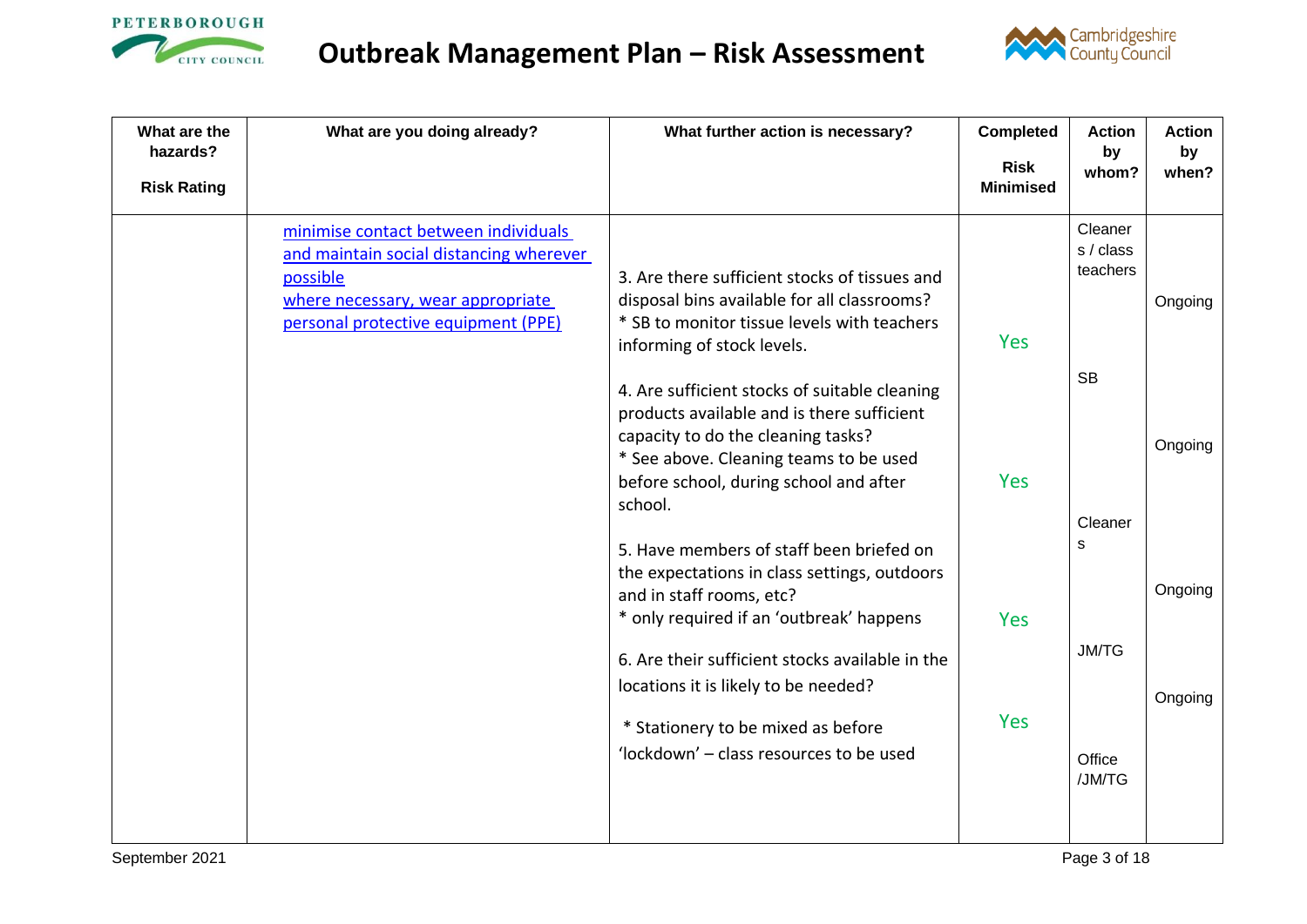# Outbreak Management Plan – Risk Assessment

| What are the hazards?<br><br>Risk Rating | What are you doing already? | What further action is necessary? | Completed<br><br>Risk Minimised | Action by whom? | Action by when? |
|---|---|---|---|---|---|
| | minimise contact between individuals and maintain social distancing wherever possible<br>where necessary, wear appropriate personal protective equipment (PPE) | 3. Are there sufficient stocks of tissues and disposal bins available for all classrooms?<br>* SB to monitor tissue levels with teachers informing of stock levels. | Yes | Cleaners / class teachers<br><br>SB | Ongoing |
| | | 4. Are sufficient stocks of suitable cleaning products available and is there sufficient capacity to do the cleaning tasks?<br>* See above. Cleaning teams to be used before school, during school and after school. | Yes | Cleaners | Ongoing |
| | | 5. Have members of staff been briefed on the expectations in class settings, outdoors and in staff rooms, etc?<br>* only required if an 'outbreak' happens | Yes | JM/TG | Ongoing |
| | | 6. Are their sufficient stocks available in the locations it is likely to be needed?<br><br>* Stationery to be mixed as before 'lockdown' – class resources to be used | Yes | Office /JM/TG | Ongoing |

September 2021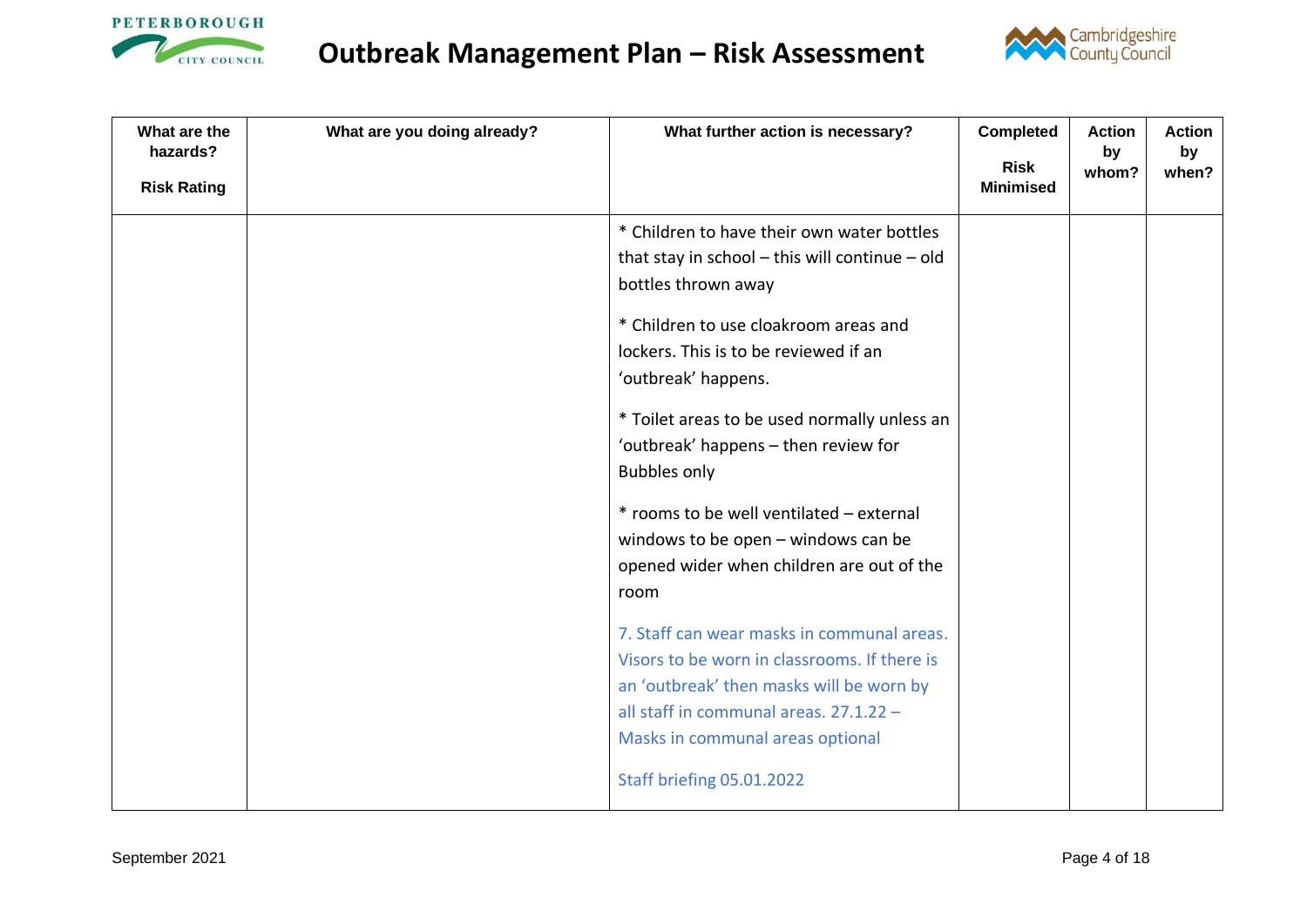# Outbreak Management Plan – Risk Assessment

| What are the hazards?<br><br>Risk Rating | What are you doing already? | What further action is necessary? | Completed<br><br>Risk Minimised | Action by whom? | Action by when? |
|---|---|---|---|---|---|
| | | * Children to have their own water bottles that stay in school – this will continue – old bottles thrown away<br><br>* Children to use cloakroom areas and lockers. This is to be reviewed if an 'outbreak' happens.<br><br>* Toilet areas to be used normally unless an 'outbreak' happens – then review for Bubbles only<br><br>* rooms to be well ventilated – external windows to be open – windows can be opened wider when children are out of the room<br><br>7. Staff can wear masks in communal areas. Visors to be worn in classrooms. If there is an 'outbreak' then masks will be worn by all staff in communal areas. 27.1.22 – Masks in communal areas optional<br><br>Staff briefing 05.01.2022 | | | |

September 2021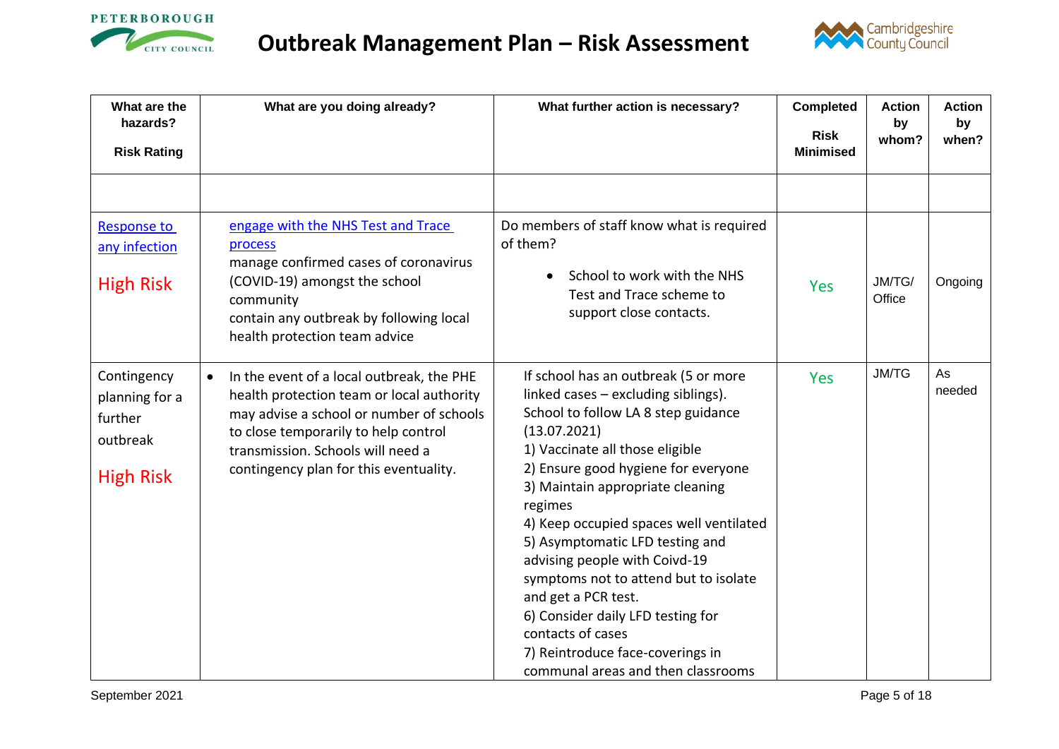# Outbreak Management Plan – Risk Assessment

| What are the hazards?<br><br>Risk Rating | What are you doing already? | What further action is necessary? | Completed<br><br>Risk Minimised | Action by whom? | Action by when? |
|---|---|---|---|---|---|
| | | | | | |
| Response to any infection<br><br>High Risk | engage with the NHS Test and Trace process<br>manage confirmed cases of coronavirus (COVID-19) amongst the school community<br>contain any outbreak by following local health protection team advice | Do members of staff know what is required of them?<br><br>• School to work with the NHS Test and Trace scheme to support close contacts. | Yes | JM/TG/ Office | Ongoing |
| Contingency planning for a further outbreak<br><br>High Risk | • In the event of a local outbreak, the PHE health protection team or local authority may advise a school or number of schools to close temporarily to help control transmission. Schools will need a contingency plan for this eventuality. | If school has an outbreak (5 or more linked cases – excluding siblings). School to follow LA 8 step guidance (13.07.2021)<br>1) Vaccinate all those eligible<br>2) Ensure good hygiene for everyone<br>3) Maintain appropriate cleaning regimes<br>4) Keep occupied spaces well ventilated<br>5) Asymptomatic LFD testing and advising people with Coivd-19 symptoms not to attend but to isolate and get a PCR test.<br>6) Consider daily LFD testing for contacts of cases<br>7) Reintroduce face-coverings in communal areas and then classrooms | Yes | JM/TG | As needed |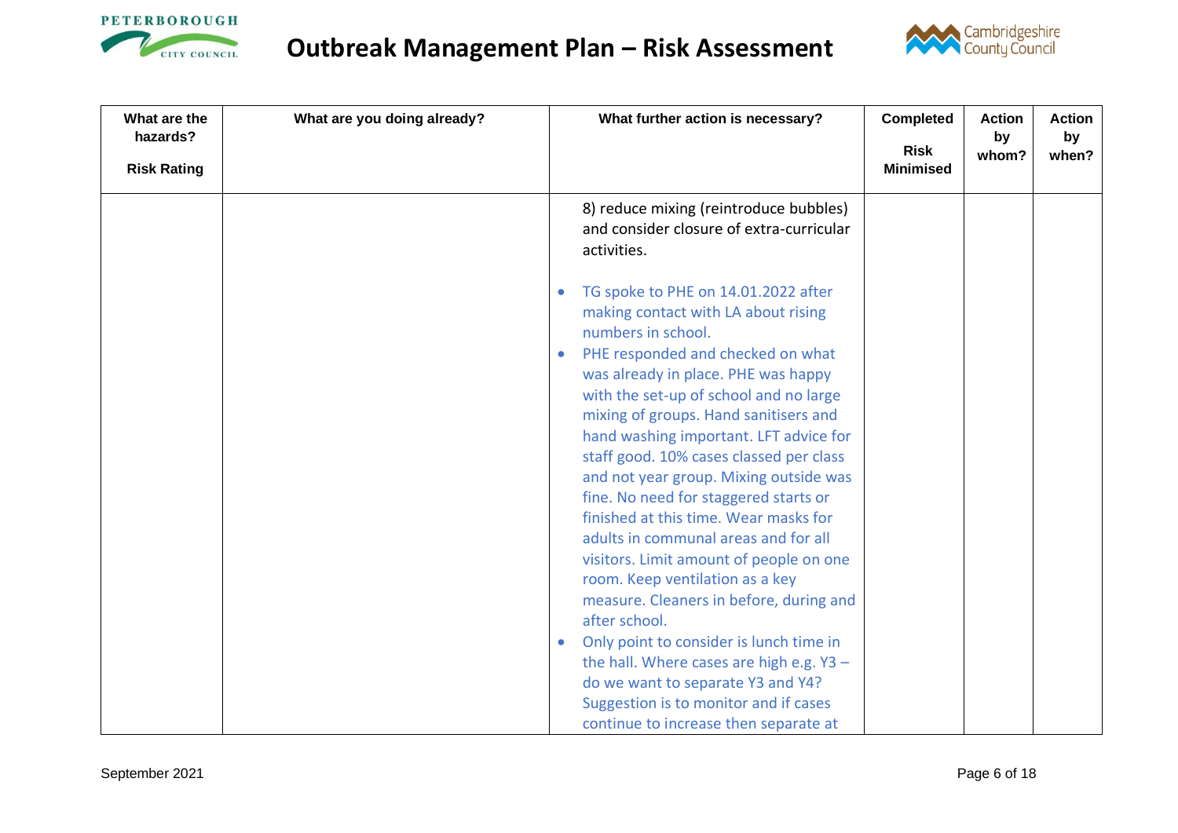# Outbreak Management Plan – Risk Assessment

| What are the hazards?<br><br>Risk Rating | What are you doing already? | What further action is necessary? | Completed<br><br>Risk Minimised | Action by whom? | Action by when? |
|---|---|---|---|---|---|
| | | 8) reduce mixing (reintroduce bubbles) and consider closure of extra-curricular activities.<br><br>• TG spoke to PHE on 14.01.2022 after making contact with LA about rising numbers in school.<br>• PHE responded and checked on what was already in place. PHE was happy with the set-up of school and no large mixing of groups. Hand sanitisers and hand washing important. LFT advice for staff good. 10% cases classed per class and not year group. Mixing outside was fine. No need for staggered starts or finished at this time. Wear masks for adults in communal areas and for all visitors. Limit amount of people on one room. Keep ventilation as a key measure. Cleaners in before, during and after school.<br>• Only point to consider is lunch time in the hall. Where cases are high e.g. Y3 – do we want to separate Y3 and Y4? Suggestion is to monitor and if cases continue to increase then separate at | | | |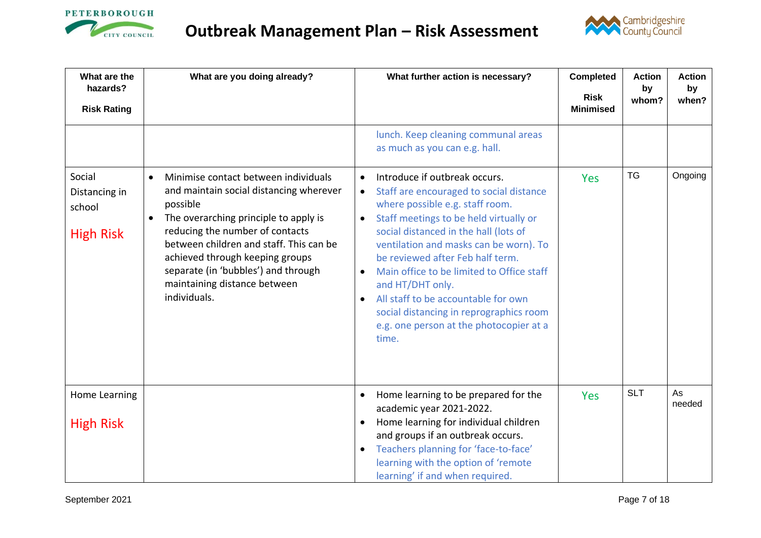# Outbreak Management Plan – Risk Assessment

| What are the hazards?<br><br>Risk Rating | What are you doing already? | What further action is necessary? | Completed<br><br>Risk Minimised | Action by whom? | Action by when? |
|---|---|---|---|---|---|
| | | lunch. Keep cleaning communal areas as much as you can e.g. hall. | | | |
| Social Distancing in school<br><br>High Risk | • Minimise contact between individuals and maintain social distancing wherever possible<br>• The overarching principle to apply is reducing the number of contacts between children and staff. This can be achieved through keeping groups separate (in 'bubbles') and through maintaining distance between individuals. | • Introduce if outbreak occurs.<br>• Staff are encouraged to social distance where possible e.g. staff room.<br>• Staff meetings to be held virtually or social distanced in the hall (lots of ventilation and masks can be worn). To be reviewed after Feb half term.<br>• Main office to be limited to Office staff and HT/DHT only.<br>• All staff to be accountable for own social distancing in reprographics room e.g. one person at the photocopier at a time. | Yes | TG | Ongoing |
| Home Learning<br><br>High Risk | | • Home learning to be prepared for the academic year 2021-2022.<br>• Home learning for individual children and groups if an outbreak occurs.<br>• Teachers planning for 'face-to-face' learning with the option of 'remote learning' if and when required. | Yes | SLT | As needed |

September 2021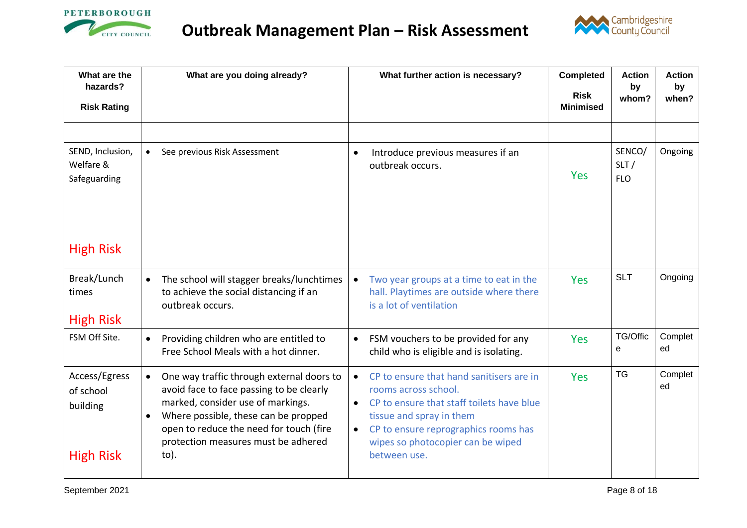# Outbreak Management Plan – Risk Assessment

| What are the hazards? Risk Rating | What are you doing already? | What further action is necessary? | Completed Risk Minimised | Action by whom? | Action by when? |
|---|---|---|---|---|---|
| | | | | | |
| SEND, Inclusion, Welfare & Safeguarding<br><br>High Risk | • See previous Risk Assessment | • Introduce previous measures if an outbreak occurs. | Yes | SENCO/ SLT / FLO | Ongoing |
| Break/Lunch times<br><br>High Risk | • The school will stagger breaks/lunchtimes to achieve the social distancing if an outbreak occurs. | • Two year groups at a time to eat in the hall. Playtimes are outside where there is a lot of ventilation | Yes | SLT | Ongoing |
| FSM Off Site. | • Providing children who are entitled to Free School Meals with a hot dinner. | • FSM vouchers to be provided for any child who is eligible and is isolating. | Yes | TG/Office | Completed |
| Access/Egress of school building<br><br>High Risk | • One way traffic through external doors to avoid face to face passing to be clearly marked, consider use of markings.<br>• Where possible, these can be propped open to reduce the need for touch (fire protection measures must be adhered to). | • CP to ensure that hand sanitisers are in rooms across school.<br>• CP to ensure that staff toilets have blue tissue and spray in them<br>• CP to ensure reprographics rooms has wipes so photocopier can be wiped between use. | Yes | TG | Completed |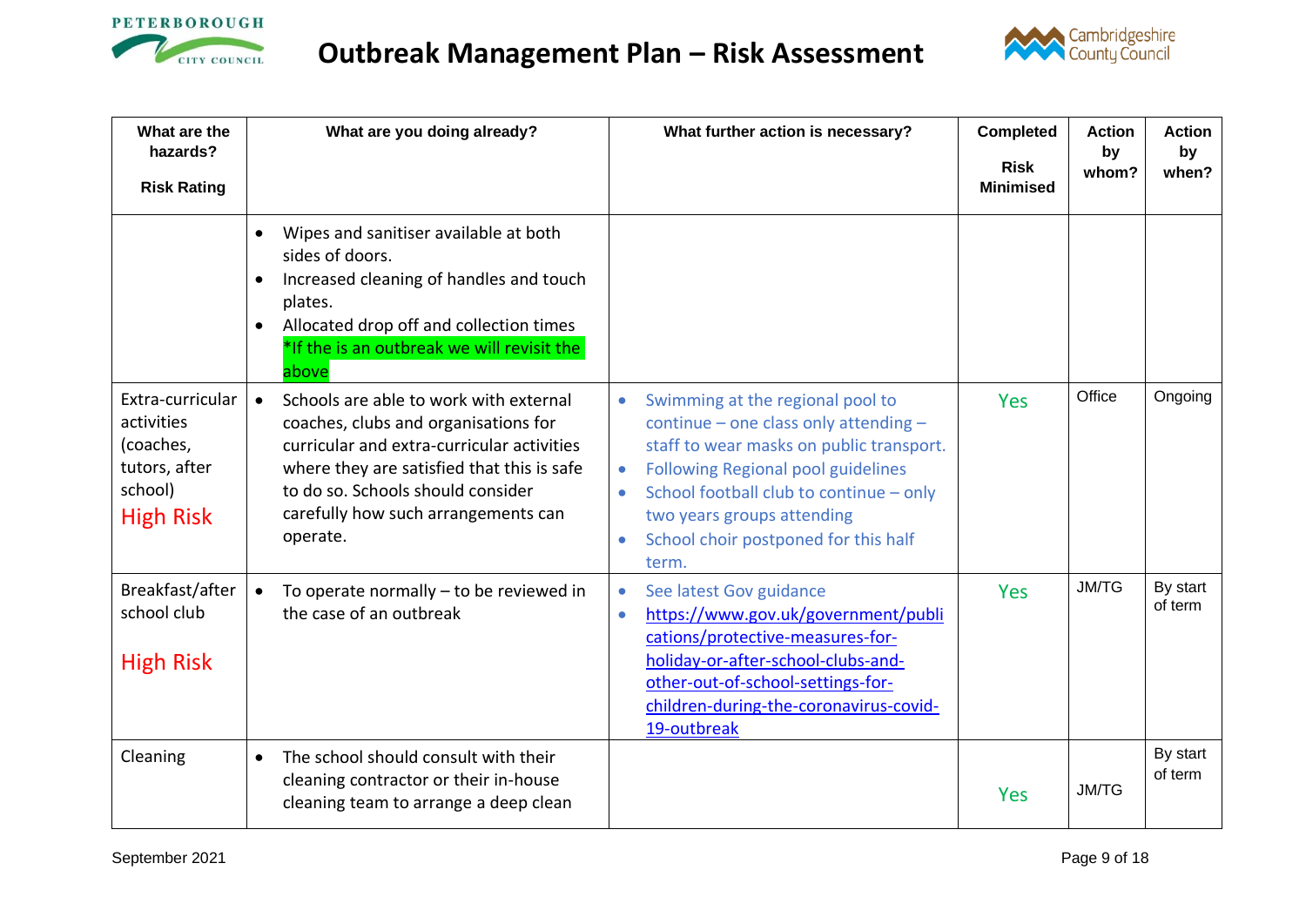# Outbreak Management Plan – Risk Assessment

| What are the hazards?<br><br>Risk Rating | What are you doing already? | What further action is necessary? | Completed<br><br>Risk Minimised | Action by whom? | Action by when? |
|---|---|---|---|---|---|
| | • Wipes and sanitiser available at both sides of doors.<br>• Increased cleaning of handles and touch plates.<br>• Allocated drop off and collection times<br>*If the is an outbreak we will revisit the above | | | | |
| Extra-curricular activities (coaches, tutors, after school)<br>High Risk | • Schools are able to work with external coaches, clubs and organisations for curricular and extra-curricular activities where they are satisfied that this is safe to do so. Schools should consider carefully how such arrangements can operate. | • Swimming at the regional pool to continue – one class only attending – staff to wear masks on public transport.<br>• Following Regional pool guidelines<br>• School football club to continue – only two years groups attending<br>• School choir postponed for this half term. | Yes | Office | Ongoing |
| Breakfast/after school club<br><br>High Risk | • To operate normally – to be reviewed in the case of an outbreak | • See latest Gov guidance<br>• https://www.gov.uk/government/publications/protective-measures-for-holiday-or-after-school-clubs-and-other-out-of-school-settings-for-children-during-the-coronavirus-covid-19-outbreak | Yes | JM/TG | By start of term |
| Cleaning | • The school should consult with their cleaning contractor or their in-house cleaning team to arrange a deep clean | | Yes | JM/TG | By start of term |

September 2021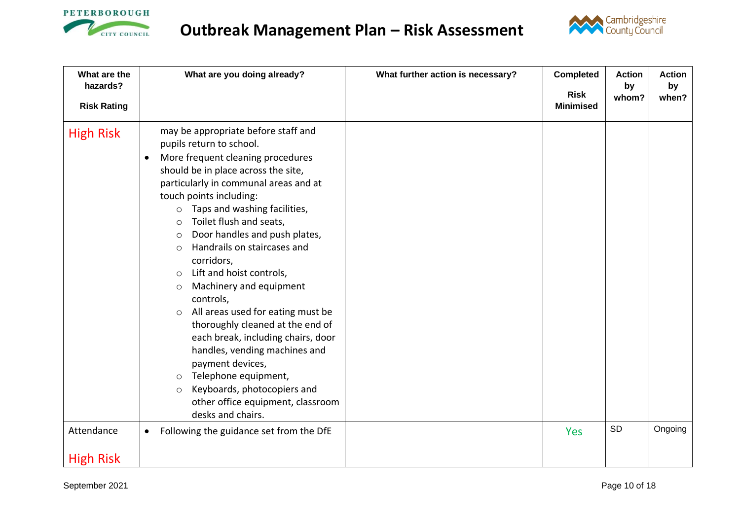# Outbreak Management Plan – Risk Assessment

| What are the hazards? Risk Rating | What are you doing already? | What further action is necessary? | Completed Risk Minimised | Action by whom? | Action by when? |
|---|---|---|---|---|---|
| High Risk | may be appropriate before staff and pupils return to school.<br>• More frequent cleaning procedures should be in place across the site, particularly in communal areas and at touch points including:<br>  ○ Taps and washing facilities,<br>  ○ Toilet flush and seats,<br>  ○ Door handles and push plates,<br>  ○ Handrails on staircases and corridors,<br>  ○ Lift and hoist controls,<br>  ○ Machinery and equipment controls,<br>  ○ All areas used for eating must be thoroughly cleaned at the end of each break, including chairs, door handles, vending machines and payment devices,<br>  ○ Telephone equipment,<br>  ○ Keyboards, photocopiers and other office equipment, classroom desks and chairs. | | | | |
| Attendance<br><br>High Risk | • Following the guidance set from the DfE | | Yes | SD | Ongoing |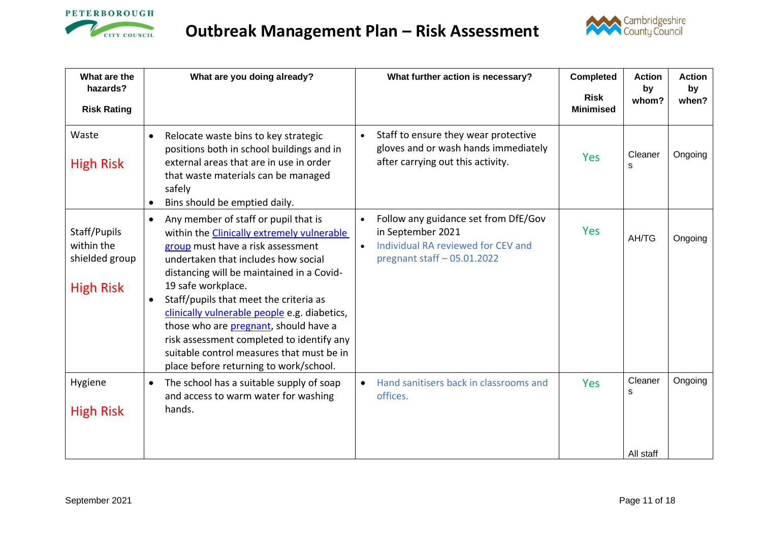# Outbreak Management Plan – Risk Assessment

| What are the hazards?<br><br>Risk Rating | What are you doing already? | What further action is necessary? | Completed<br><br>Risk Minimised | Action by whom? | Action by when? |
|---|---|---|---|---|---|
| Waste<br><br>High Risk | • Relocate waste bins to key strategic positions both in school buildings and in external areas that are in use in order that waste materials can be managed safely<br>• Bins should be emptied daily. | • Staff to ensure they wear protective gloves and or wash hands immediately after carrying out this activity. | Yes | Cleaners | Ongoing |
| Staff/Pupils within the shielded group<br><br>High Risk | • Any member of staff or pupil that is within the Clinically extremely vulnerable group must have a risk assessment undertaken that includes how social distancing will be maintained in a Covid-19 safe workplace.<br>• Staff/pupils that meet the criteria as clinically vulnerable people e.g. diabetics, those who are pregnant, should have a risk assessment completed to identify any suitable control measures that must be in place before returning to work/school. | • Follow any guidance set from DfE/Gov in September 2021<br>• Individual RA reviewed for CEV and pregnant staff – 05.01.2022 | Yes | AH/TG | Ongoing |
| Hygiene<br><br>High Risk | • The school has a suitable supply of soap and access to warm water for washing hands. | • Hand sanitisers back in classrooms and offices. | Yes | Cleaners<br><br>All staff | Ongoing |

September 2021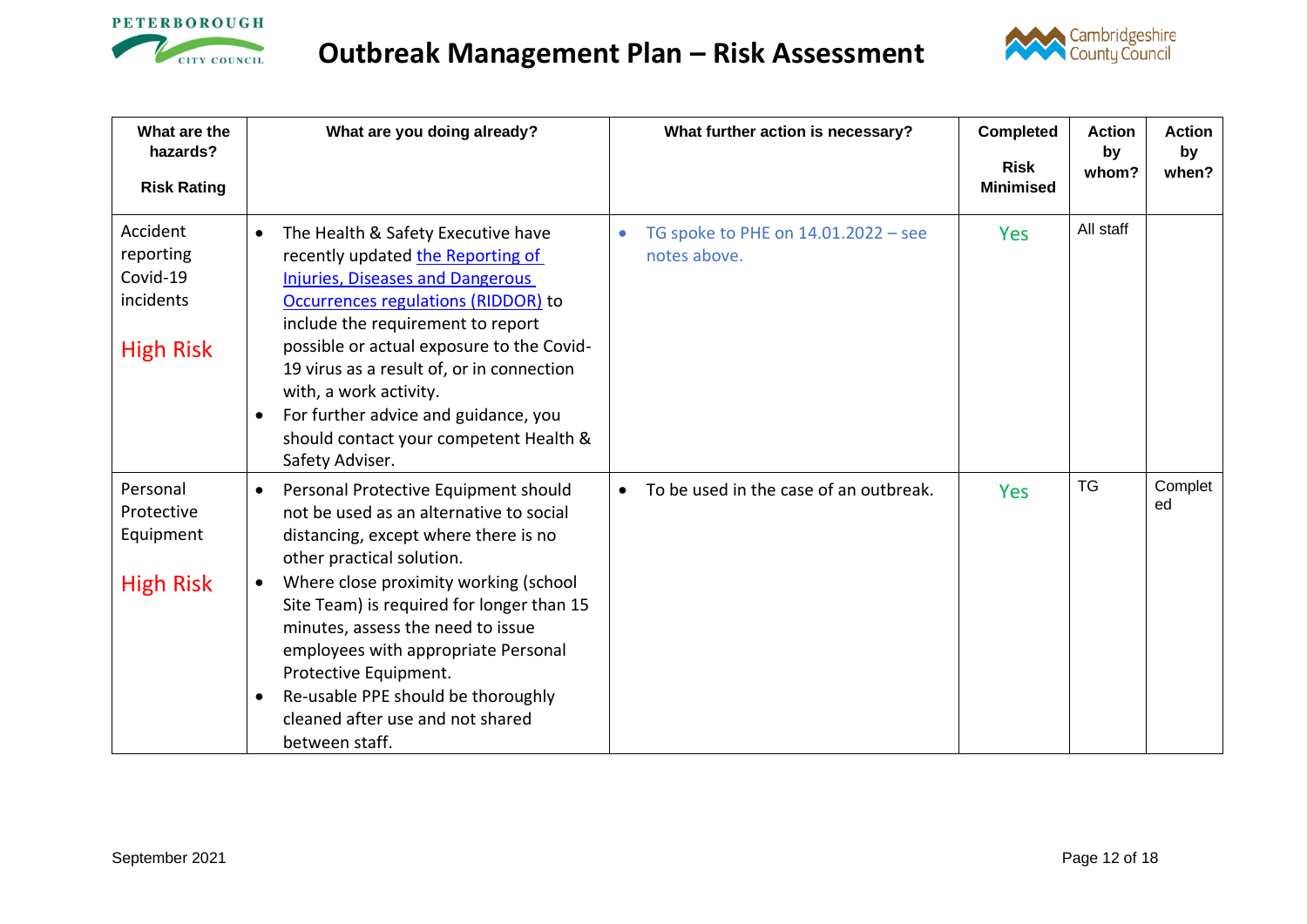# Outbreak Management Plan – Risk Assessment

| What are the hazards? Risk Rating | What are you doing already? | What further action is necessary? | Completed Risk Minimised | Action by whom? | Action by when? |
|---|---|---|---|---|---|
| Accident reporting Covid-19 incidents<br><br>High Risk | • The Health & Safety Executive have recently updated [the Reporting of Injuries, Diseases and Dangerous Occurrences regulations (RIDDOR)]() to include the requirement to report possible or actual exposure to the Covid-19 virus as a result of, or in connection with, a work activity.<br>• For further advice and guidance, you should contact your competent Health & Safety Adviser. | • TG spoke to PHE on 14.01.2022 – see notes above. | Yes | All staff | |
| Personal Protective Equipment<br><br>High Risk | • Personal Protective Equipment should not be used as an alternative to social distancing, except where there is no other practical solution.<br>• Where close proximity working (school Site Team) is required for longer than 15 minutes, assess the need to issue employees with appropriate Personal Protective Equipment.<br>• Re-usable PPE should be thoroughly cleaned after use and not shared between staff. | • To be used in the case of an outbreak. | Yes | TG | Completed |

September 2021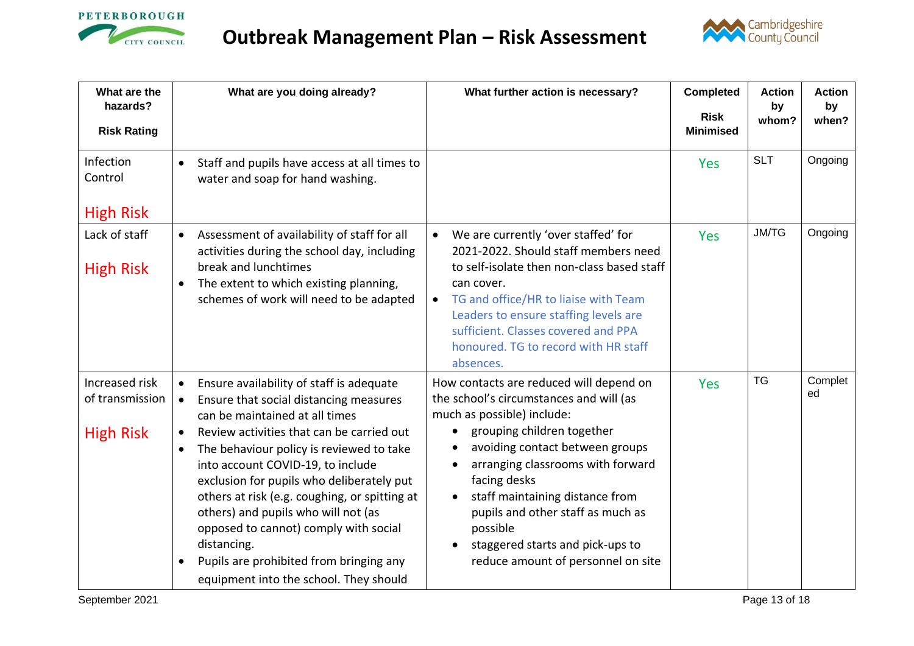# Outbreak Management Plan – Risk Assessment

| What are the hazards? Risk Rating | What are you doing already? | What further action is necessary? | Completed Risk Minimised | Action by whom? | Action by when? |
|---|---|---|---|---|---|
| Infection Control<br><br>High Risk | • Staff and pupils have access at all times to water and soap for hand washing. | | Yes | SLT | Ongoing |
| Lack of staff<br><br>High Risk | • Assessment of availability of staff for all activities during the school day, including break and lunchtimes<br>• The extent to which existing planning, schemes of work will need to be adapted | • We are currently 'over staffed' for 2021-2022. Should staff members need to self-isolate then non-class based staff can cover.<br>• TG and office/HR to liaise with Team Leaders to ensure staffing levels are sufficient. Classes covered and PPA honoured. TG to record with HR staff absences. | Yes | JM/TG | Ongoing |
| Increased risk of transmission<br><br>High Risk | • Ensure availability of staff is adequate<br>• Ensure that social distancing measures can be maintained at all times<br>• Review activities that can be carried out<br>• The behaviour policy is reviewed to take into account COVID-19, to include exclusion for pupils who deliberately put others at risk (e.g. coughing, or spitting at others) and pupils who will not (as opposed to cannot) comply with social distancing.<br>• Pupils are prohibited from bringing any equipment into the school. They should | How contacts are reduced will depend on the school's circumstances and will (as much as possible) include:<br>• grouping children together<br>• avoiding contact between groups<br>• arranging classrooms with forward facing desks<br>• staff maintaining distance from pupils and other staff as much as possible<br>• staggered starts and pick-ups to reduce amount of personnel on site | Yes | TG | Completed |

September 2021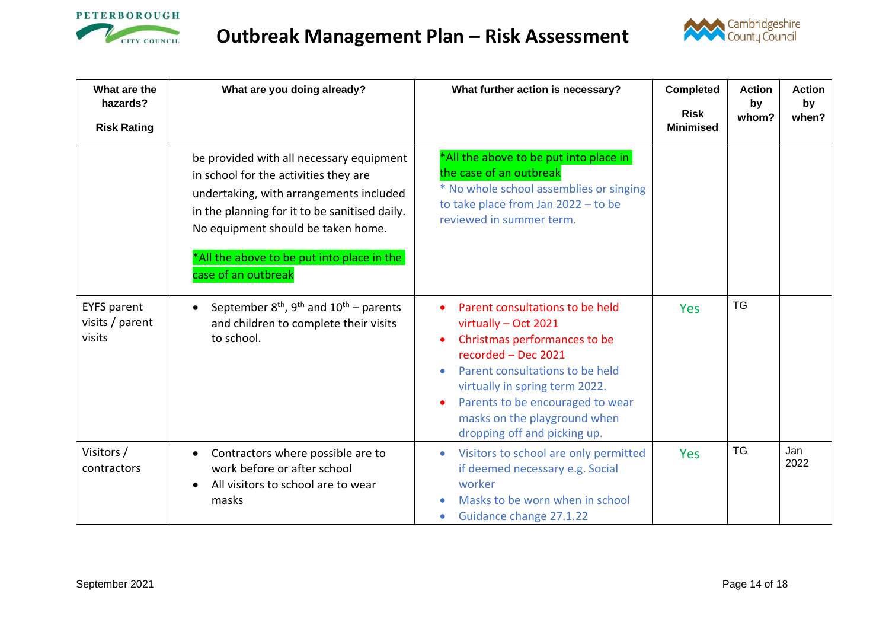# Outbreak Management Plan – Risk Assessment

| What are the hazards?<br><br>Risk Rating | What are you doing already? | What further action is necessary? | Completed<br><br>Risk Minimised | Action by whom? | Action by when? |
|---|---|---|---|---|---|
| | be provided with all necessary equipment in school for the activities they are undertaking, with arrangements included in the planning for it to be sanitised daily. No equipment should be taken home.<br><br>*All the above to be put into place in the case of an outbreak | *All the above to be put into place in the case of an outbreak<br>* No whole school assemblies or singing to take place from Jan 2022 – to be reviewed in summer term. | | | |
| EYFS parent visits / parent visits | • September 8th, 9th and 10th – parents and children to complete their visits to school. | • Parent consultations to be held virtually – Oct 2021<br>• Christmas performances to be recorded – Dec 2021<br>• Parent consultations to be held virtually in spring term 2022.<br>• Parents to be encouraged to wear masks on the playground when dropping off and picking up. | Yes | TG | |
| Visitors / contractors | • Contractors where possible are to work before or after school<br>• All visitors to school are to wear masks | • Visitors to school are only permitted if deemed necessary e.g. Social worker<br>• Masks to be worn when in school<br>• Guidance change 27.1.22 | Yes | TG | Jan 2022 |

September 2021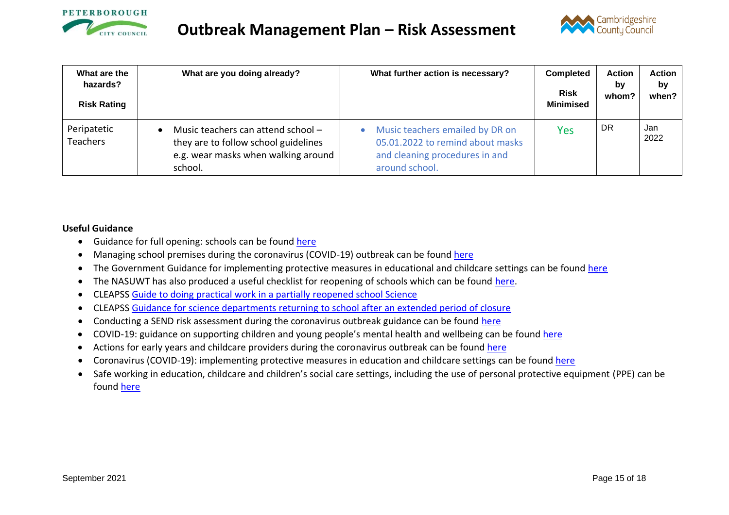| What are the hazards? Risk Rating | What are you doing already? | What further action is necessary? | Completed Risk Minimised | Action by whom? | Action by when? |
|---|---|---|---|---|---|
| Peripatetic Teachers | • Music teachers can attend school – they are to follow school guidelines e.g. wear masks when walking around school. | • Music teachers emailed by DR on 05.01.2022 to remind about masks and cleaning procedures in and around school. | Yes | DR | Jan 2022 |

**Useful Guidance**

- Guidance for full opening: schools can be found here
- Managing school premises during the coronavirus (COVID-19) outbreak can be found here
- The Government Guidance for implementing protective measures in educational and childcare settings can be found here
- The NASUWT has also produced a useful checklist for reopening of schools which can be found here.
- CLEAPSS Guide to doing practical work in a partially reopened school Science
- CLEAPSS Guidance for science departments returning to school after an extended period of closure
- Conducting a SEND risk assessment during the coronavirus outbreak guidance can be found here
- COVID-19: guidance on supporting children and young people's mental health and wellbeing can be found here
- Actions for early years and childcare providers during the coronavirus outbreak can be found here
- Coronavirus (COVID-19): implementing protective measures in education and childcare settings can be found here
- Safe working in education, childcare and children's social care settings, including the use of personal protective equipment (PPE) can be found here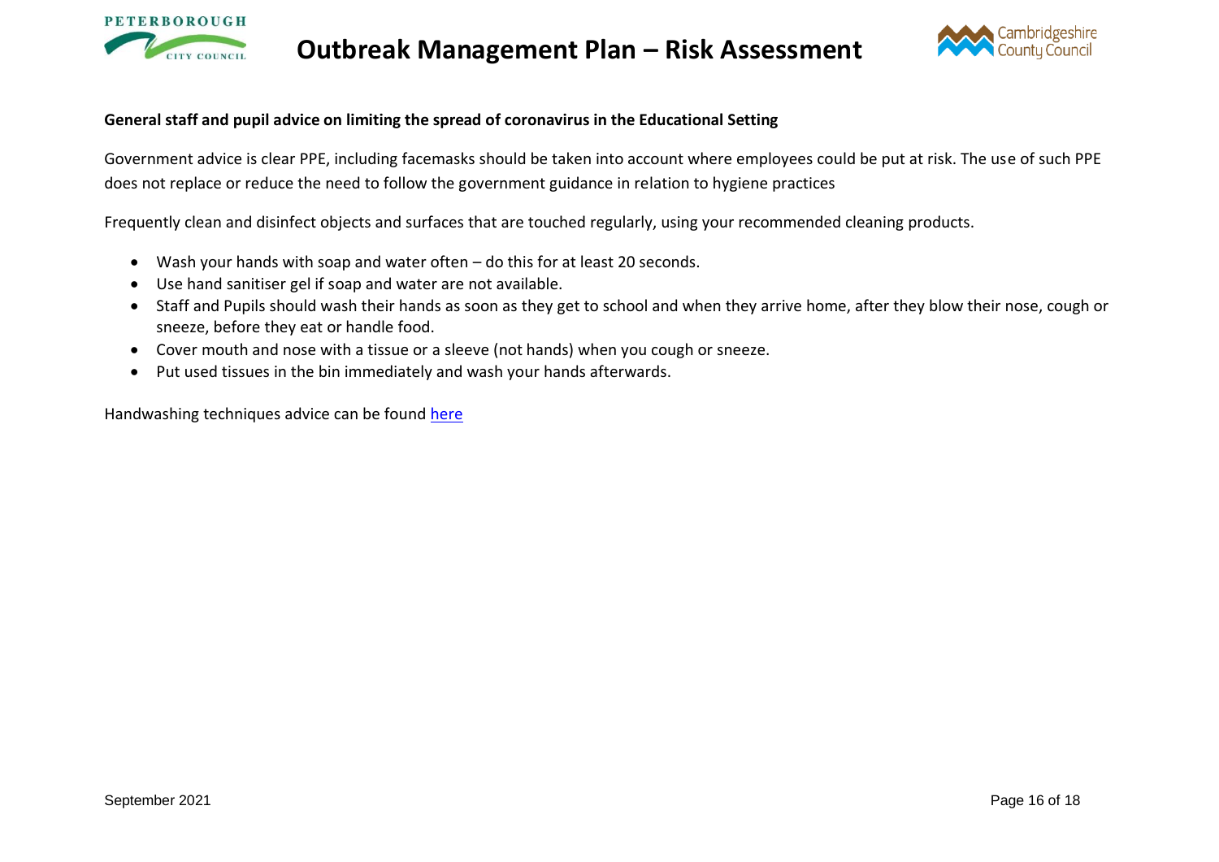**General staff and pupil advice on limiting the spread of coronavirus in the Educational Setting**

Government advice is clear PPE, including facemasks should be taken into account where employees could be put at risk. The use of such PPE does not replace or reduce the need to follow the government guidance in relation to hygiene practices

Frequently clean and disinfect objects and surfaces that are touched regularly, using your recommended cleaning products.

- Wash your hands with soap and water often – do this for at least 20 seconds.
- Use hand sanitiser gel if soap and water are not available.
- Staff and Pupils should wash their hands as soon as they get to school and when they arrive home, after they blow their nose, cough or sneeze, before they eat or handle food.
- Cover mouth and nose with a tissue or a sleeve (not hands) when you cough or sneeze.
- Put used tissues in the bin immediately and wash your hands afterwards.

Handwashing techniques advice can be found here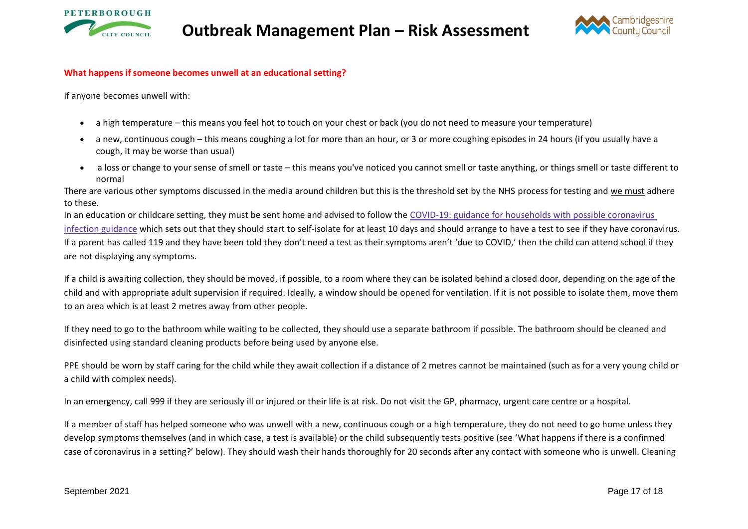**What happens if someone becomes unwell at an educational setting?**

If anyone becomes unwell with:

- a high temperature – this means you feel hot to touch on your chest or back (you do not need to measure your temperature)
- a new, continuous cough – this means coughing a lot for more than an hour, or 3 or more coughing episodes in 24 hours (if you usually have a cough, it may be worse than usual)
- a loss or change to your sense of smell or taste – this means you've noticed you cannot smell or taste anything, or things smell or taste different to normal

There are various other symptoms discussed in the media around children but this is the threshold set by the NHS process for testing and we must adhere to these.

In an education or childcare setting, they must be sent home and advised to follow the COVID-19: guidance for households with possible coronavirus infection guidance which sets out that they should start to self-isolate for at least 10 days and should arrange to have a test to see if they have coronavirus. If a parent has called 119 and they have been told they don't need a test as their symptoms aren't 'due to COVID,' then the child can attend school if they are not displaying any symptoms.

If a child is awaiting collection, they should be moved, if possible, to a room where they can be isolated behind a closed door, depending on the age of the child and with appropriate adult supervision if required. Ideally, a window should be opened for ventilation. If it is not possible to isolate them, move them to an area which is at least 2 metres away from other people.

If they need to go to the bathroom while waiting to be collected, they should use a separate bathroom if possible. The bathroom should be cleaned and disinfected using standard cleaning products before being used by anyone else.

PPE should be worn by staff caring for the child while they await collection if a distance of 2 metres cannot be maintained (such as for a very young child or a child with complex needs).

In an emergency, call 999 if they are seriously ill or injured or their life is at risk. Do not visit the GP, pharmacy, urgent care centre or a hospital.

If a member of staff has helped someone who was unwell with a new, continuous cough or a high temperature, they do not need to go home unless they develop symptoms themselves (and in which case, a test is available) or the child subsequently tests positive (see 'What happens if there is a confirmed case of coronavirus in a setting?' below). They should wash their hands thoroughly for 20 seconds after any contact with someone who is unwell. Cleaning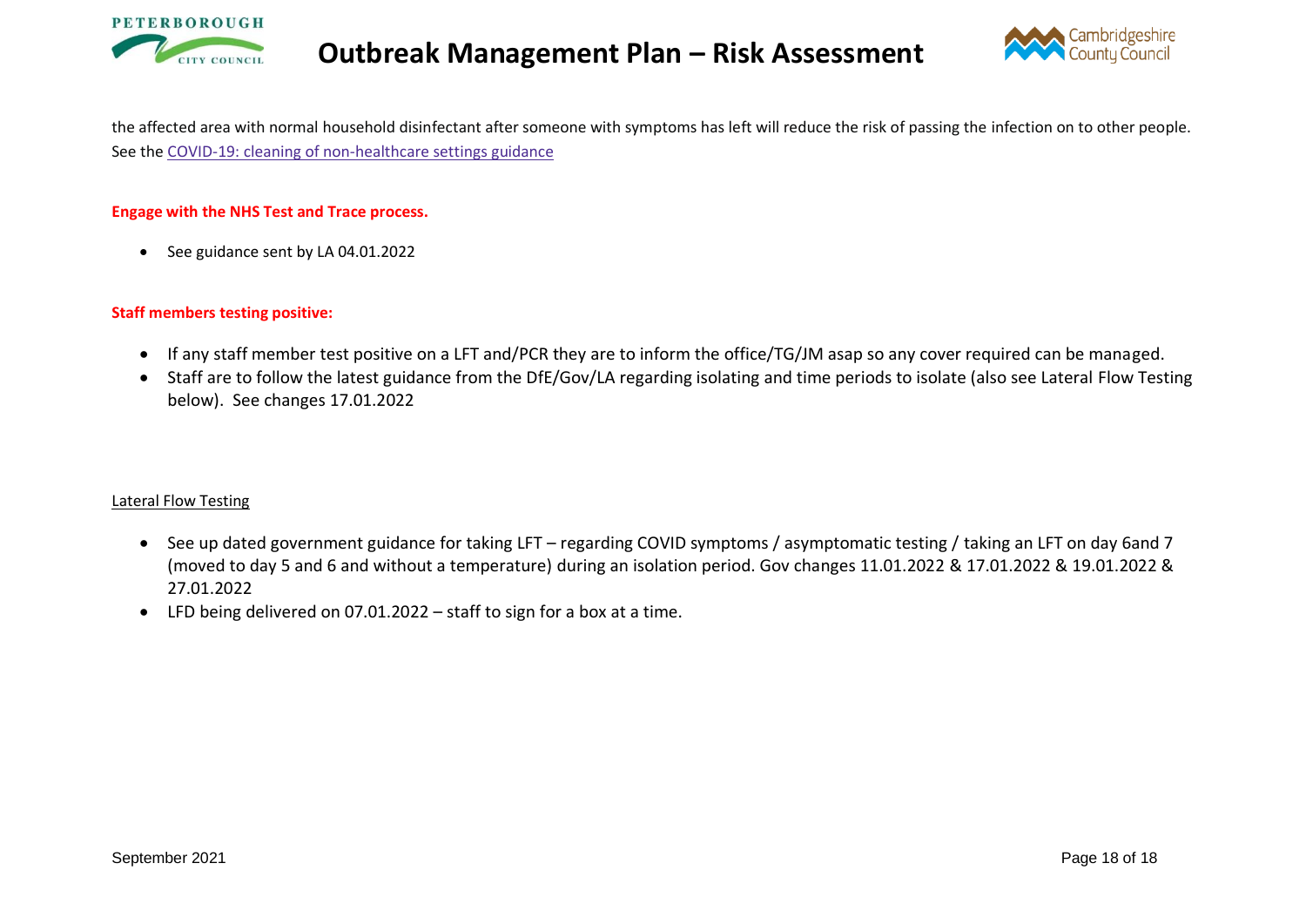the affected area with normal household disinfectant after someone with symptoms has left will reduce the risk of passing the infection on to other people. See the [COVID-19: cleaning of non-healthcare settings guidance]

**Engage with the NHS Test and Trace process.**

- See guidance sent by LA 04.01.2022

**Staff members testing positive:**

- If any staff member test positive on a LFT and/PCR they are to inform the office/TG/JM asap so any cover required can be managed.
- Staff are to follow the latest guidance from the DfE/Gov/LA regarding isolating and time periods to isolate (also see Lateral Flow Testing below). See changes 17.01.2022

Lateral Flow Testing

- See up dated government guidance for taking LFT – regarding COVID symptoms / asymptomatic testing / taking an LFT on day 6and 7 (moved to day 5 and 6 and without a temperature) during an isolation period. Gov changes 11.01.2022 & 17.01.2022 & 19.01.2022 & 27.01.2022
- LFD being delivered on 07.01.2022 – staff to sign for a box at a time.